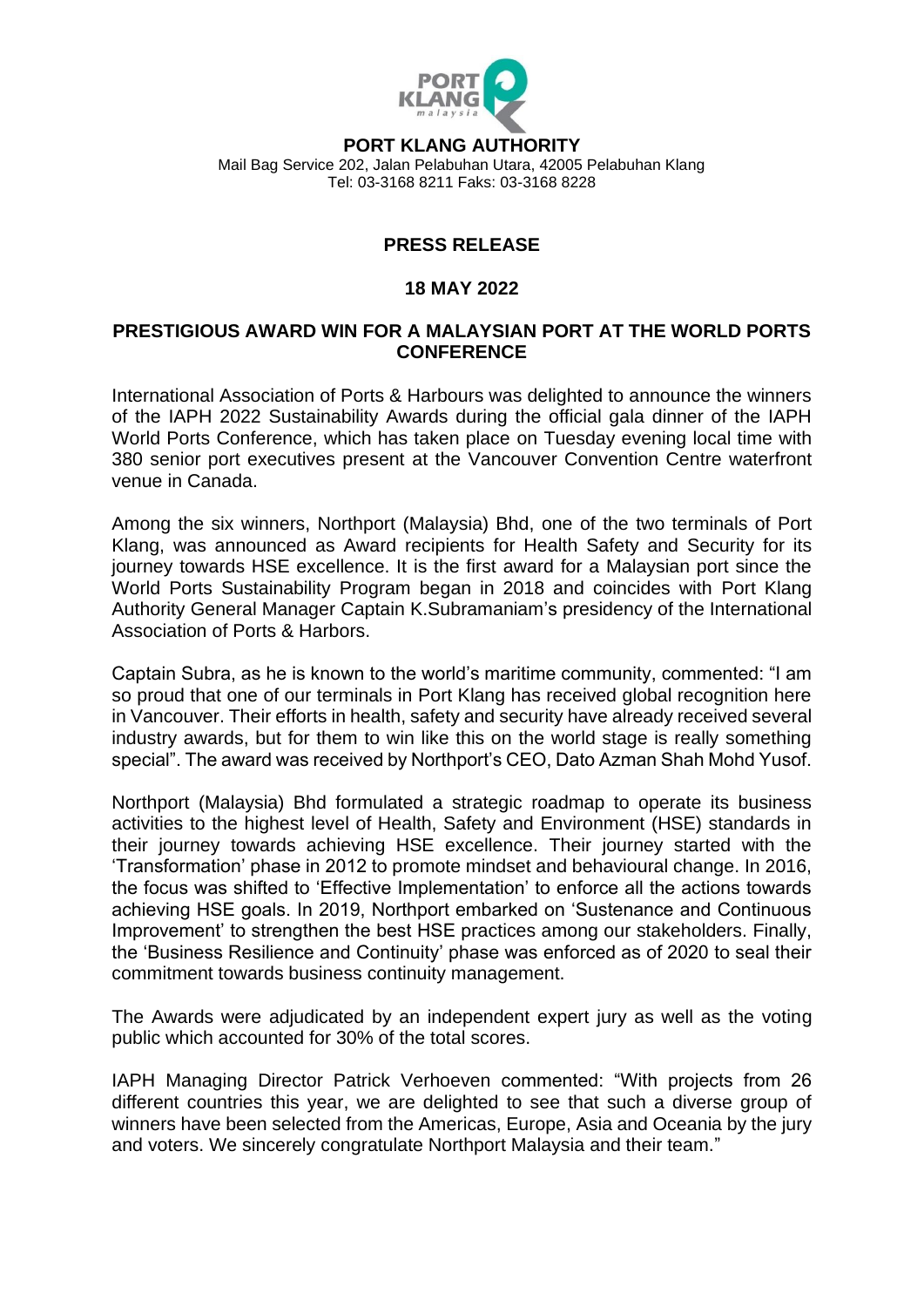**PORT KLANG AUTHORITY**
Mail Bag Service 202, Jalan Pelabuhan Utara, 42005 Pelabuhan Klang
Tel: 03-3168 8211 Faks: 03-3168 8228

## PRESS RELEASE

## 18 MAY 2022

## PRESTIGIOUS AWARD WIN FOR A MALAYSIAN PORT AT THE WORLD PORTS CONFERENCE

International Association of Ports & Harbours was delighted to announce the winners of the IAPH 2022 Sustainability Awards during the official gala dinner of the IAPH World Ports Conference, which has taken place on Tuesday evening local time with 380 senior port executives present at the Vancouver Convention Centre waterfront venue in Canada.

Among the six winners, Northport (Malaysia) Bhd, one of the two terminals of Port Klang, was announced as Award recipients for Health Safety and Security for its journey towards HSE excellence. It is the first award for a Malaysian port since the World Ports Sustainability Program began in 2018 and coincides with Port Klang Authority General Manager Captain K.Subramaniam's presidency of the International Association of Ports & Harbors.

Captain Subra, as he is known to the world's maritime community, commented: "I am so proud that one of our terminals in Port Klang has received global recognition here in Vancouver. Their efforts in health, safety and security have already received several industry awards, but for them to win like this on the world stage is really something special". The award was received by Northport's CEO, Dato Azman Shah Mohd Yusof.

Northport (Malaysia) Bhd formulated a strategic roadmap to operate its business activities to the highest level of Health, Safety and Environment (HSE) standards in their journey towards achieving HSE excellence. Their journey started with the 'Transformation' phase in 2012 to promote mindset and behavioural change. In 2016, the focus was shifted to 'Effective Implementation' to enforce all the actions towards achieving HSE goals. In 2019, Northport embarked on 'Sustenance and Continuous Improvement' to strengthen the best HSE practices among our stakeholders. Finally, the 'Business Resilience and Continuity' phase was enforced as of 2020 to seal their commitment towards business continuity management.

The Awards were adjudicated by an independent expert jury as well as the voting public which accounted for 30% of the total scores.

IAPH Managing Director Patrick Verhoeven commented: "With projects from 26 different countries this year, we are delighted to see that such a diverse group of winners have been selected from the Americas, Europe, Asia and Oceania by the jury and voters. We sincerely congratulate Northport Malaysia and their team."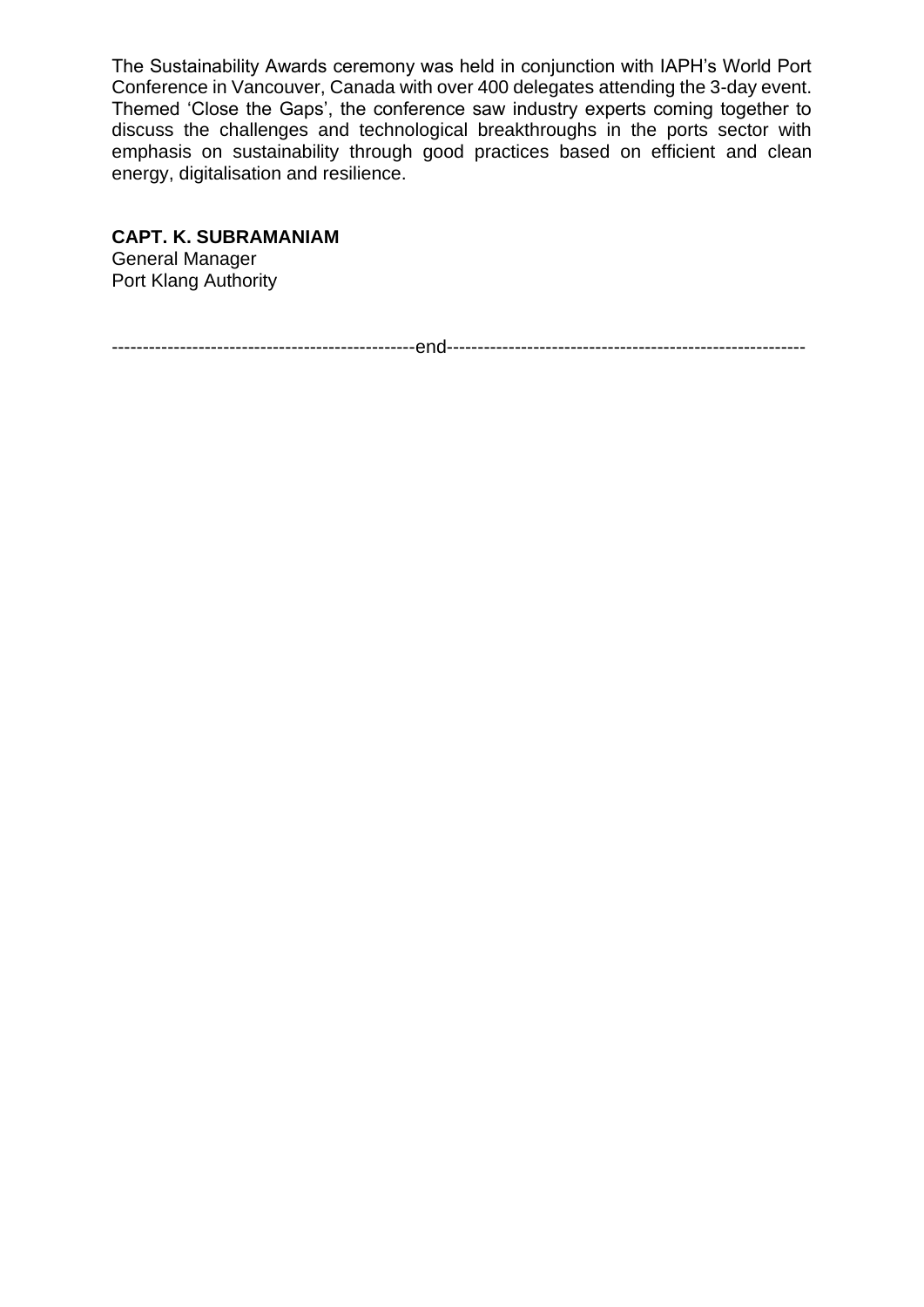The Sustainability Awards ceremony was held in conjunction with IAPH's World Port Conference in Vancouver, Canada with over 400 delegates attending the 3-day event. Themed 'Close the Gaps', the conference saw industry experts coming together to discuss the challenges and technological breakthroughs in the ports sector with emphasis on sustainability through good practices based on efficient and clean energy, digitalisation and resilience.

**CAPT. K. SUBRAMANIAM**
General Manager
Port Klang Authority

------------------------------------------------end---------------------------------------------------------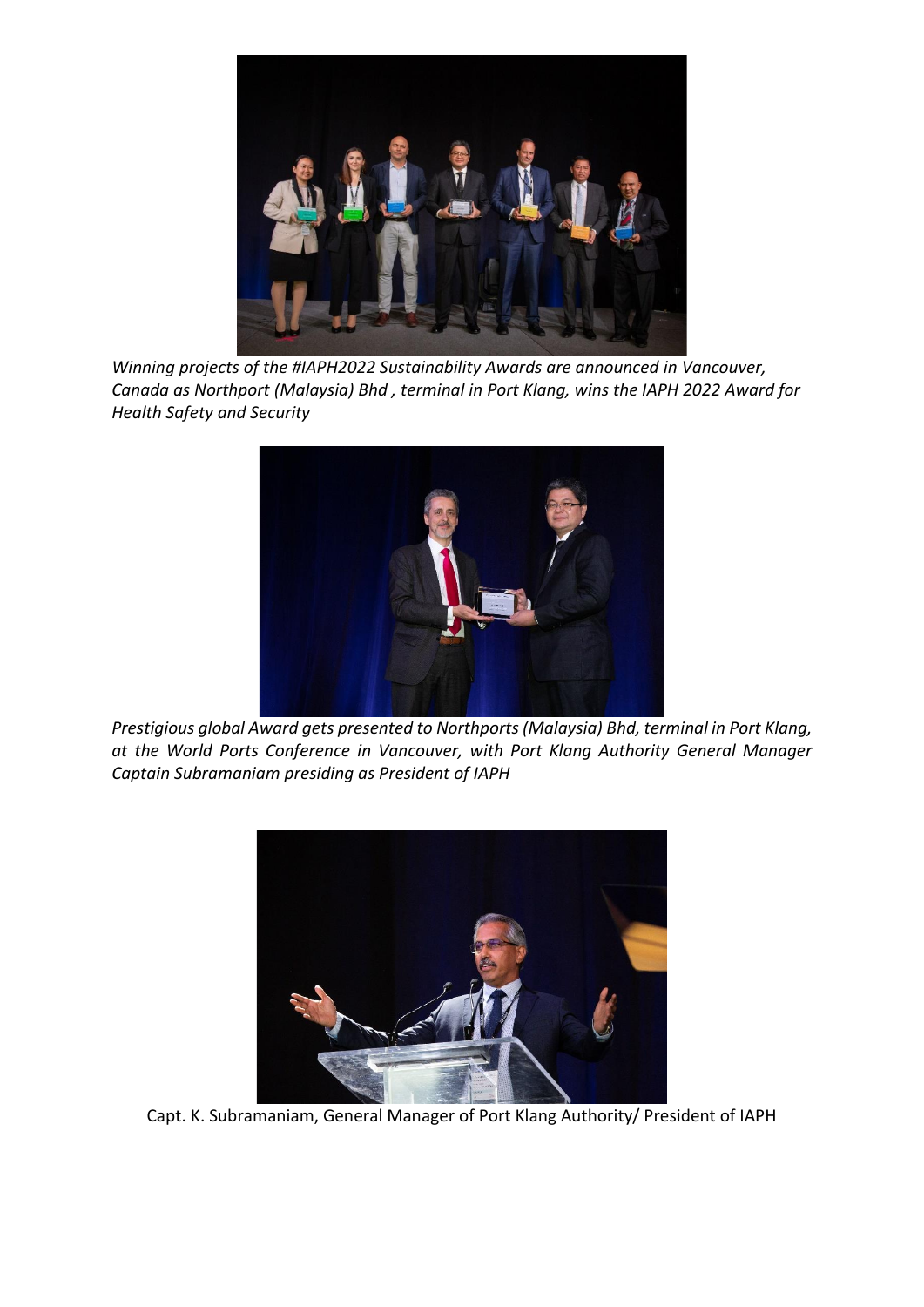*Winning projects of the #IAPH2022 Sustainability Awards are announced in Vancouver, Canada as Northport (Malaysia) Bhd , terminal in Port Klang, wins the IAPH 2022 Award for Health Safety and Security*

*Prestigious global Award gets presented to Northports (Malaysia) Bhd, terminal in Port Klang, at the World Ports Conference in Vancouver, with Port Klang Authority General Manager Captain Subramaniam presiding as President of IAPH*

Capt. K. Subramaniam, General Manager of Port Klang Authority/ President of IAPH